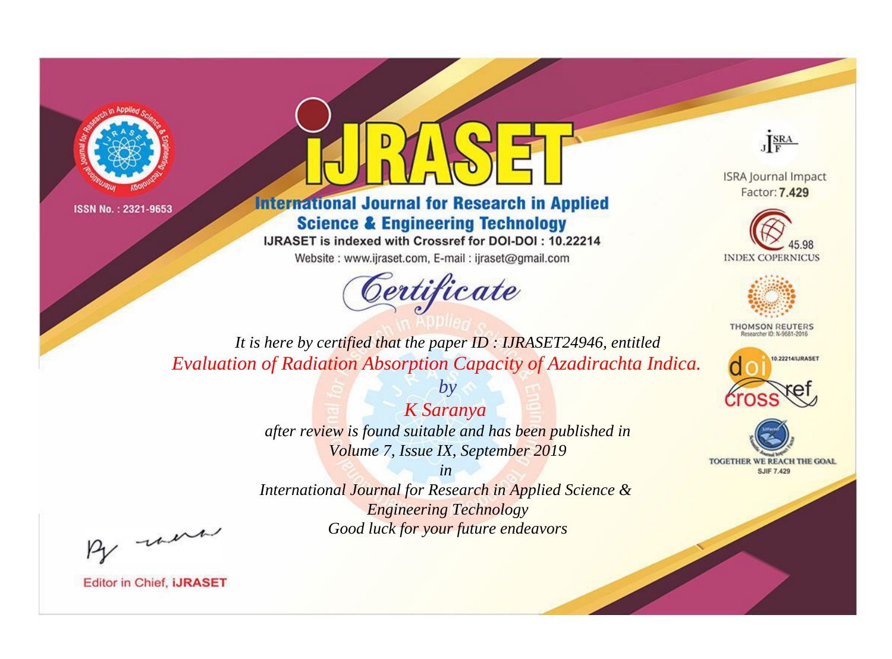ISSN No. : 2321-9653

# iJRASET

## International Journal for Research in Applied Science & Engineering Technology

IJRASET is indexed with Crossref for DOI-DOI : 10.22214

Website : www.ijraset.com, E-mail : ijraset@gmail.com

# *Certificate*

*It is here by certified that the paper ID : IJRASET24946, entitled*

*Evaluation of Radiation Absorption Capacity of Azadirachta Indica.*

*by*

*K Saranya*

*after review is found suitable and has been published in*

*Volume 7, Issue IX, September 2019*

*in*

*International Journal for Research in Applied Science & Engineering Technology*

*Good luck for your future endeavors*

ISRA Journal Impact Factor: **7.429**

45.98 INDEX COPERNICUS

THOMSON REUTERS Researcher ID: N-9681-2016

10.22214/IJRASET

TOGETHER WE REACH THE GOAL SJIF 7.429

Editor in Chief, **iJRASET**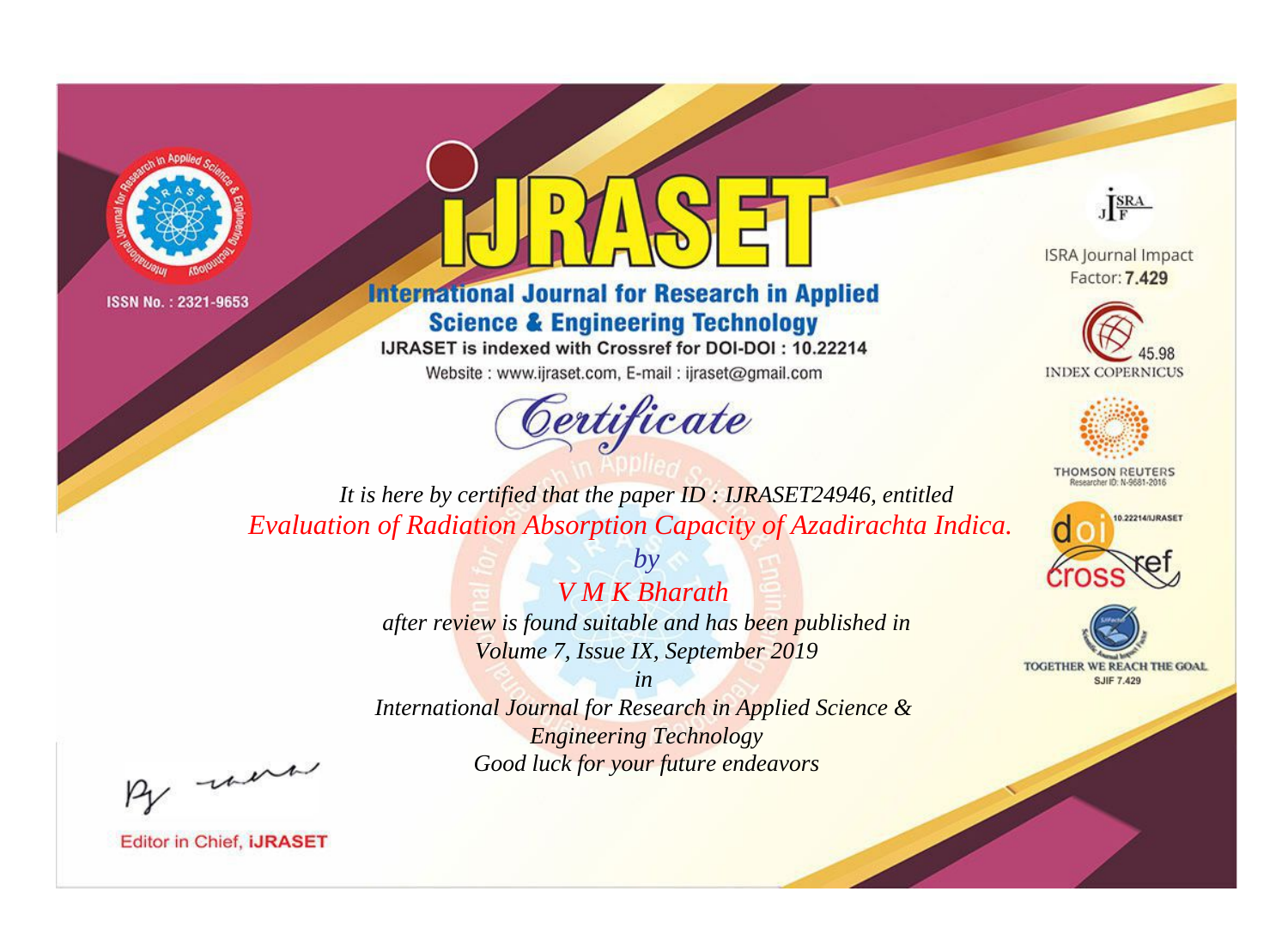ISSN No. : 2321-9653

# iJRASET

## International Journal for Research in Applied Science & Engineering Technology

IJRASET is indexed with Crossref for DOI-DOI : 10.22214

Website : www.ijraset.com, E-mail : ijraset@gmail.com

ISRA Journal Impact Factor: **7.429**

45.98 INDEX COPERNICUS

THOMSON REUTERS Researcher ID: N-9681-2016

10.22214/IJRASET

TOGETHER WE REACH THE GOAL SJIF 7.429

## *Certificate*

*It is here by certified that the paper ID : IJRASET24946, entitled*

*Evaluation of Radiation Absorption Capacity of Azadirachta Indica.*

*by*

*V M K Bharath*

*after review is found suitable and has been published in*

*Volume 7, Issue IX, September 2019*

*in*

*International Journal for Research in Applied Science & Engineering Technology*

*Good luck for your future endeavors*

Editor in Chief, **iJRASET**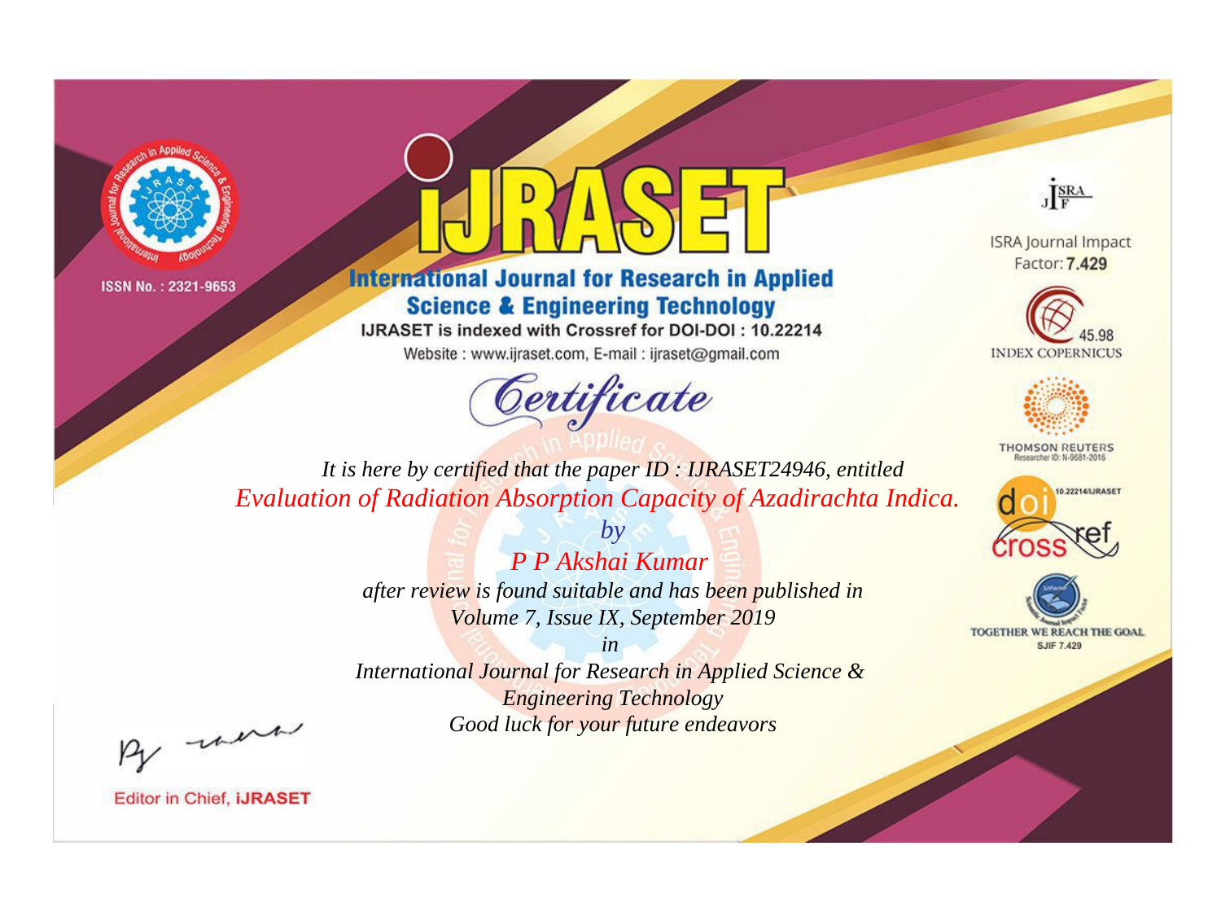ISSN No. : 2321-9653

# IJRASET

## International Journal for Research in Applied Science & Engineering Technology

IJRASET is indexed with Crossref for DOI-DOI : 10.22214

Website : www.ijraset.com, E-mail : ijraset@gmail.com

ISRA Journal Impact Factor: **7.429**

45.98 INDEX COPERNICUS

THOMSON REUTERS Researcher ID: N-9681-2016

10.22214/IJRASET

TOGETHER WE REACH THE GOAL SJIF 7.429

*Certificate*

*It is here by certified that the paper ID : IJRASET24946, entitled*

*Evaluation of Radiation Absorption Capacity of Azadirachta Indica.*

*by*

*P P Akshai Kumar*

*after review is found suitable and has been published in*

*Volume 7, Issue IX, September 2019*

*in*

*International Journal for Research in Applied Science & Engineering Technology*

*Good luck for your future endeavors*

Editor in Chief, **iJRASET**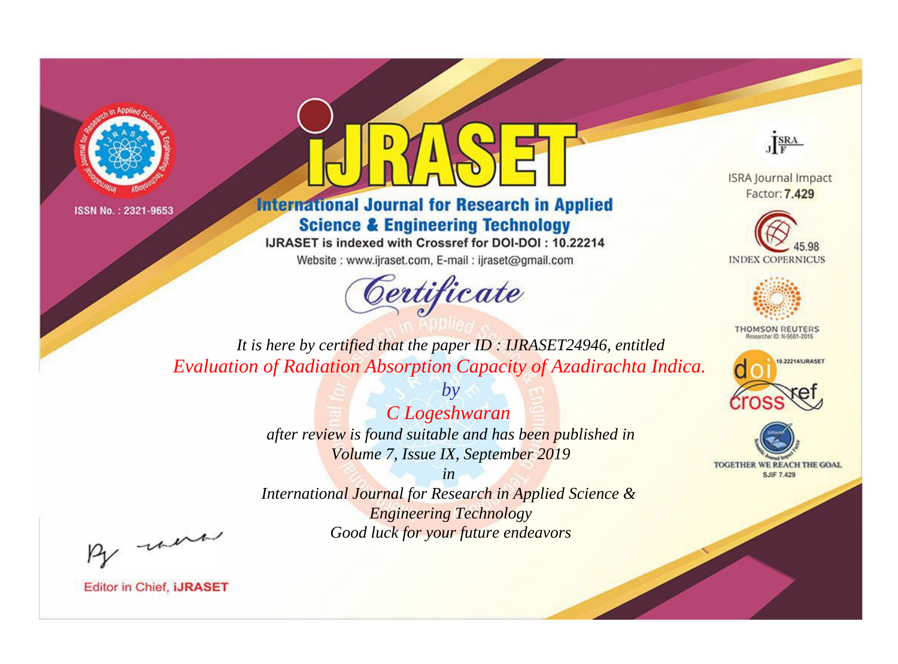ISSN No. : 2321-9653

# iJRASET

## International Journal for Research in Applied Science & Engineering Technology

IJRASET is indexed with Crossref for DOI-DOI : 10.22214

Website : www.ijraset.com, E-mail : ijraset@gmail.com

ISRA Journal Impact Factor: **7.429**

45.98 INDEX COPERNICUS

THOMSON REUTERS Researcher ID: N-9681-2016

10.22214/IJRASET

TOGETHER WE REACH THE GOAL SJIF 7.429

# *Certificate*

*It is here by certified that the paper ID : IJRASET24946, entitled*

*Evaluation of Radiation Absorption Capacity of Azadirachta Indica.*

*by*

*C Logeshwaran*

*after review is found suitable and has been published in*

*Volume 7, Issue IX, September 2019*

*in*

*International Journal for Research in Applied Science & Engineering Technology*

*Good luck for your future endeavors*

Editor in Chief, **iJRASET**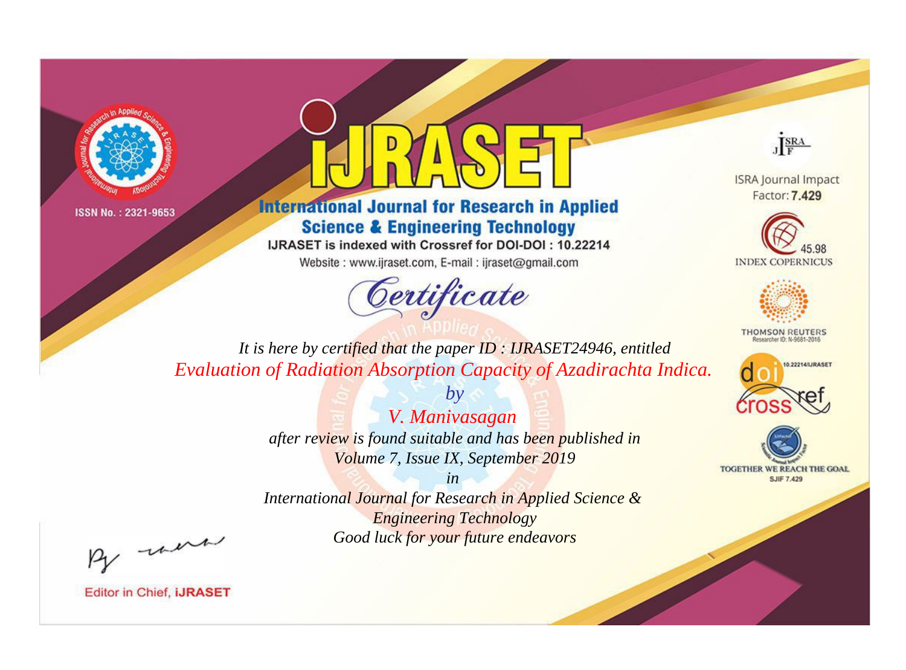ISSN No. : 2321-9653

# iJRASET

## International Journal for Research in Applied Science & Engineering Technology

IJRASET is indexed with Crossref for DOI-DOI : 10.22214

Website : www.ijraset.com, E-mail : ijraset@gmail.com

ISRA Journal Impact Factor: **7.429**

45.98 INDEX COPERNICUS

THOMSON REUTERS Researcher ID: N-9681-2016

10.22214/IJRASET

TOGETHER WE REACH THE GOAL SJIF 7.429

# *Certificate*

*It is here by certified that the paper ID : IJRASET24946, entitled*

*Evaluation of Radiation Absorption Capacity of Azadirachta Indica.*

*by*

*V. Manivasagan*

*after review is found suitable and has been published in*

*Volume 7, Issue IX, September 2019*

*in*

*International Journal for Research in Applied Science & Engineering Technology*

*Good luck for your future endeavors*

Editor in Chief, **iJRASET**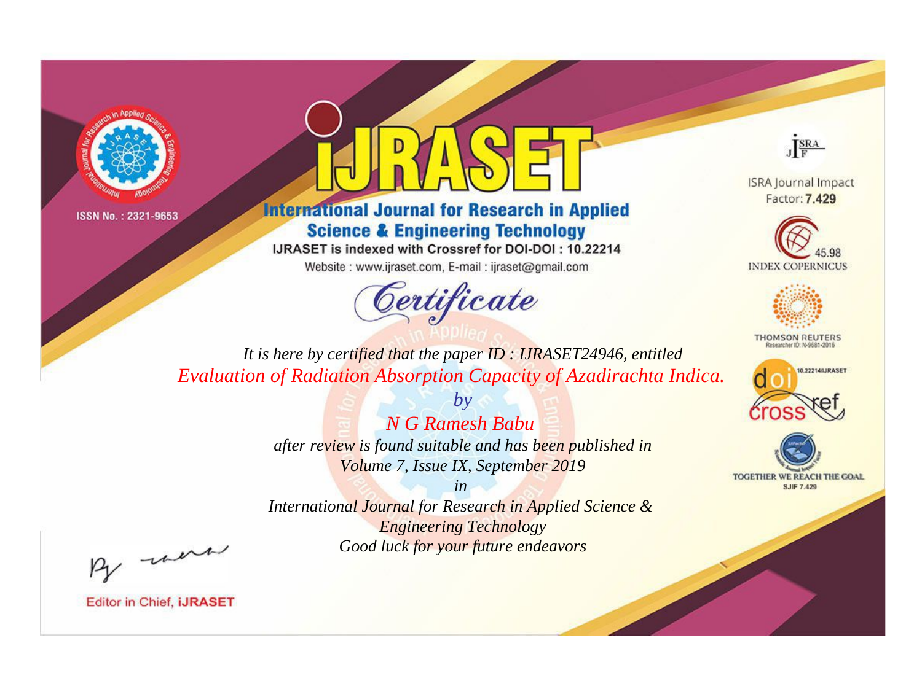ISSN No. : 2321-9653

# IJRASET

## International Journal for Research in Applied Science & Engineering Technology

IJRASET is indexed with Crossref for DOI-DOI : 10.22214

Website : www.ijraset.com, E-mail : ijraset@gmail.com

ISRA Journal Impact Factor: **7.429**

45.98 INDEX COPERNICUS

THOMSON REUTERS Researcher ID: N-9681-2016

10.22214/IJRASET

TOGETHER WE REACH THE GOAL SJIF 7.429

# *Certificate*

*It is here by certified that the paper ID : IJRASET24946, entitled*

*Evaluation of Radiation Absorption Capacity of Azadirachta Indica.*

*by*

*N G Ramesh Babu*

*after review is found suitable and has been published in*

*Volume 7, Issue IX, September 2019*

*in*

*International Journal for Research in Applied Science & Engineering Technology*

*Good luck for your future endeavors*

Editor in Chief, **iJRASET**